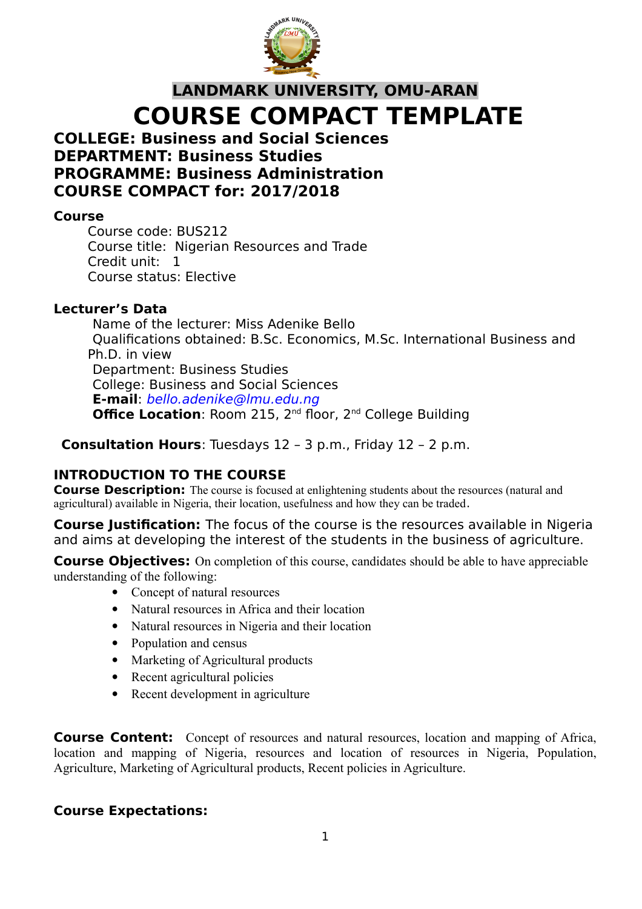# LANDMARK UNIVERSITY, OMU-ARAN

# COURSE COMPACT TEMPLATE

**COLLEGE: Business and Social Sciences**
**DEPARTMENT: Business Studies**
**PROGRAMME: Business Administration**
**COURSE COMPACT for: 2017/2018**

**Course**

Course code: BUS212
Course title: Nigerian Resources and Trade
Credit unit: 1
Course status: Elective

**Lecturer's Data**

Name of the lecturer: Miss Adenike Bello
Qualifications obtained: B.Sc. Economics, M.Sc. International Business and Ph.D. in view
Department: Business Studies
College: Business and Social Sciences
**E-mail**: *bello.adenike@lmu.edu.ng*
**Office Location**: Room 215, 2nd floor, 2nd College Building

**Consultation Hours**: Tuesdays 12 – 3 p.m., Friday 12 – 2 p.m.

## INTRODUCTION TO THE COURSE

**Course Description:** The course is focused at enlightening students about the resources (natural and agricultural) available in Nigeria, their location, usefulness and how they can be traded.

**Course Justification:** The focus of the course is the resources available in Nigeria and aims at developing the interest of the students in the business of agriculture.

**Course Objectives:** On completion of this course, candidates should be able to have appreciable understanding of the following:

- Concept of natural resources
- Natural resources in Africa and their location
- Natural resources in Nigeria and their location
- Population and census
- Marketing of Agricultural products
- Recent agricultural policies
- Recent development in agriculture

**Course Content:** Concept of resources and natural resources, location and mapping of Africa, location and mapping of Nigeria, resources and location of resources in Nigeria, Population, Agriculture, Marketing of Agricultural products, Recent policies in Agriculture.

**Course Expectations:**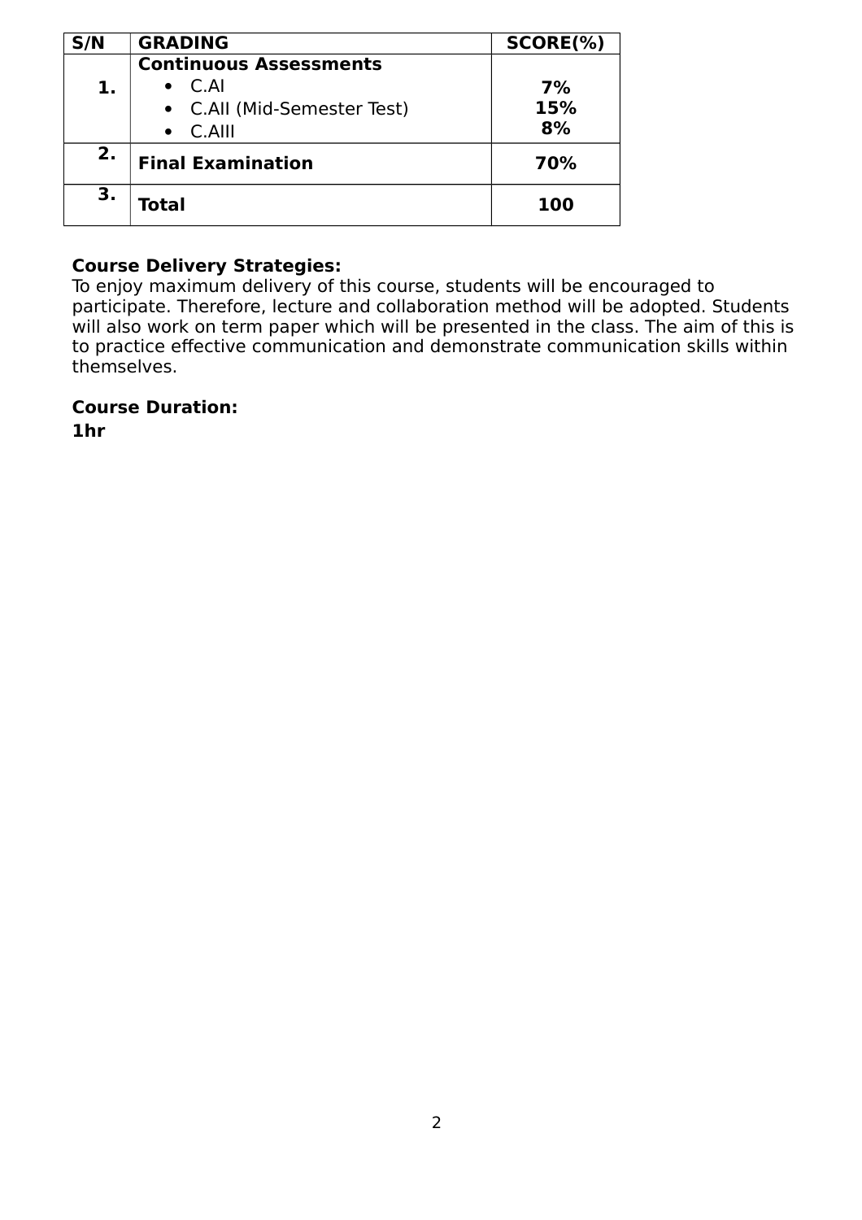| S/N | GRADING | SCORE(%) |
|---|---|---|
| **1.** | **Continuous Assessments**<br>• C.AI<br>• C.AII (Mid-Semester Test)<br>• C.AIII | <br>**7%**<br>**15%**<br>**8%** |
| **2.** | **Final Examination** | **70%** |
| **3.** | **Total** | **100** |

**Course Delivery Strategies:**
To enjoy maximum delivery of this course, students will be encouraged to participate. Therefore, lecture and collaboration method will be adopted. Students will also work on term paper which will be presented in the class. The aim of this is to practice effective communication and demonstrate communication skills within themselves.

**Course Duration:**
**1hr**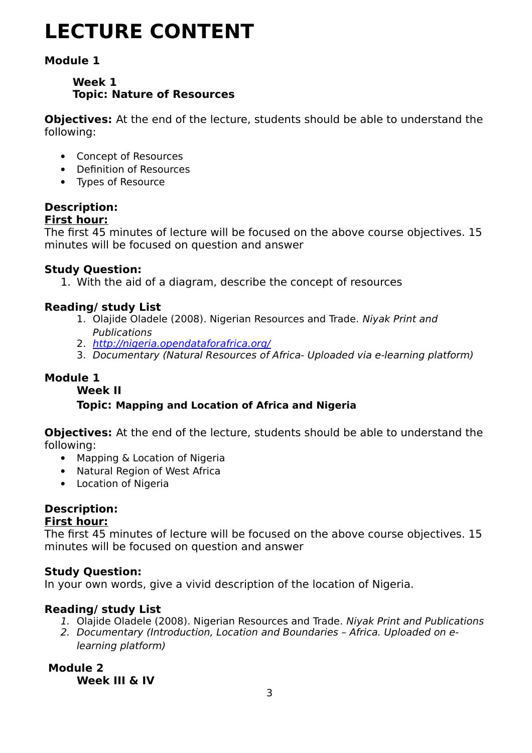# LECTURE CONTENT

**Module 1**

**Week 1**
**Topic: Nature of Resources**

**Objectives:** At the end of the lecture, students should be able to understand the following:

- Concept of Resources
- Definition of Resources
- Types of Resource

**Description:**
**First hour:**
The first 45 minutes of lecture will be focused on the above course objectives. 15 minutes will be focused on question and answer

**Study Question:**
1. With the aid of a diagram, describe the concept of resources

**Reading/ study List**
1. Olajide Oladele (2008). Nigerian Resources and Trade. *Niyak Print and Publications*
2. *http://nigeria.opendataforafrica.org/*
3. *Documentary (Natural Resources of Africa- Uploaded via e-learning platform)*

**Module 1**
**Week II**
**Topic: Mapping and Location of Africa and Nigeria**

**Objectives:** At the end of the lecture, students should be able to understand the following:
- Mapping & Location of Nigeria
- Natural Region of West Africa
- Location of Nigeria

**Description:**
**First hour:**
The first 45 minutes of lecture will be focused on the above course objectives. 15 minutes will be focused on question and answer

**Study Question:**
In your own words, give a vivid description of the location of Nigeria.

**Reading/ study List**
1. Olajide Oladele (2008). Nigerian Resources and Trade. *Niyak Print and Publications*
2. *Documentary (Introduction, Location and Boundaries – Africa. Uploaded on e-learning platform)*

**Module 2**
**Week III & IV**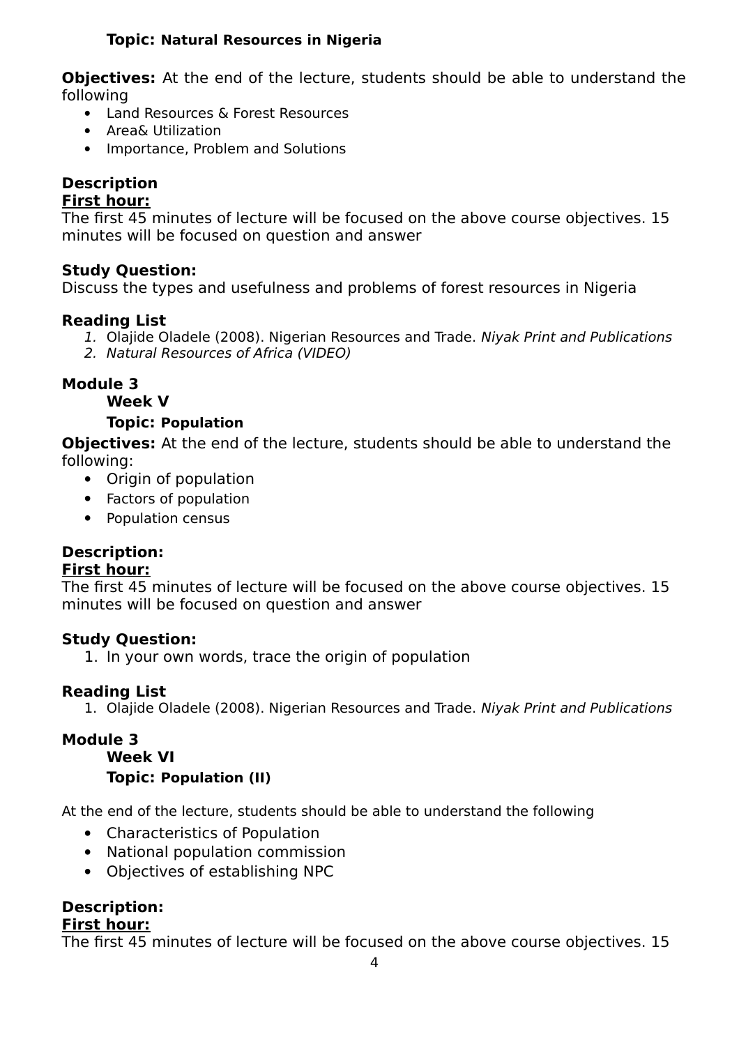**Topic: Natural Resources in Nigeria**

**Objectives:** At the end of the lecture, students should be able to understand the following

- Land Resources & Forest Resources
- Area& Utilization
- Importance, Problem and Solutions

**Description**

**First hour:**

The first 45 minutes of lecture will be focused on the above course objectives. 15 minutes will be focused on question and answer

**Study Question:**

Discuss the types and usefulness and problems of forest resources in Nigeria

**Reading List**

1. Olajide Oladele (2008). Nigerian Resources and Trade. *Niyak Print and Publications*
2. *Natural Resources of Africa (VIDEO)*

**Module 3**

**Week V**

**Topic: Population**

**Objectives:** At the end of the lecture, students should be able to understand the following:

- Origin of population
- Factors of population
- Population census

**Description:**

**First hour:**

The first 45 minutes of lecture will be focused on the above course objectives. 15 minutes will be focused on question and answer

**Study Question:**

1. In your own words, trace the origin of population

**Reading List**

1. Olajide Oladele (2008). Nigerian Resources and Trade. *Niyak Print and Publications*

**Module 3**

**Week VI**

**Topic: Population (II)**

At the end of the lecture, students should be able to understand the following

- Characteristics of Population
- National population commission
- Objectives of establishing NPC

**Description:**

**First hour:**

The first 45 minutes of lecture will be focused on the above course objectives. 15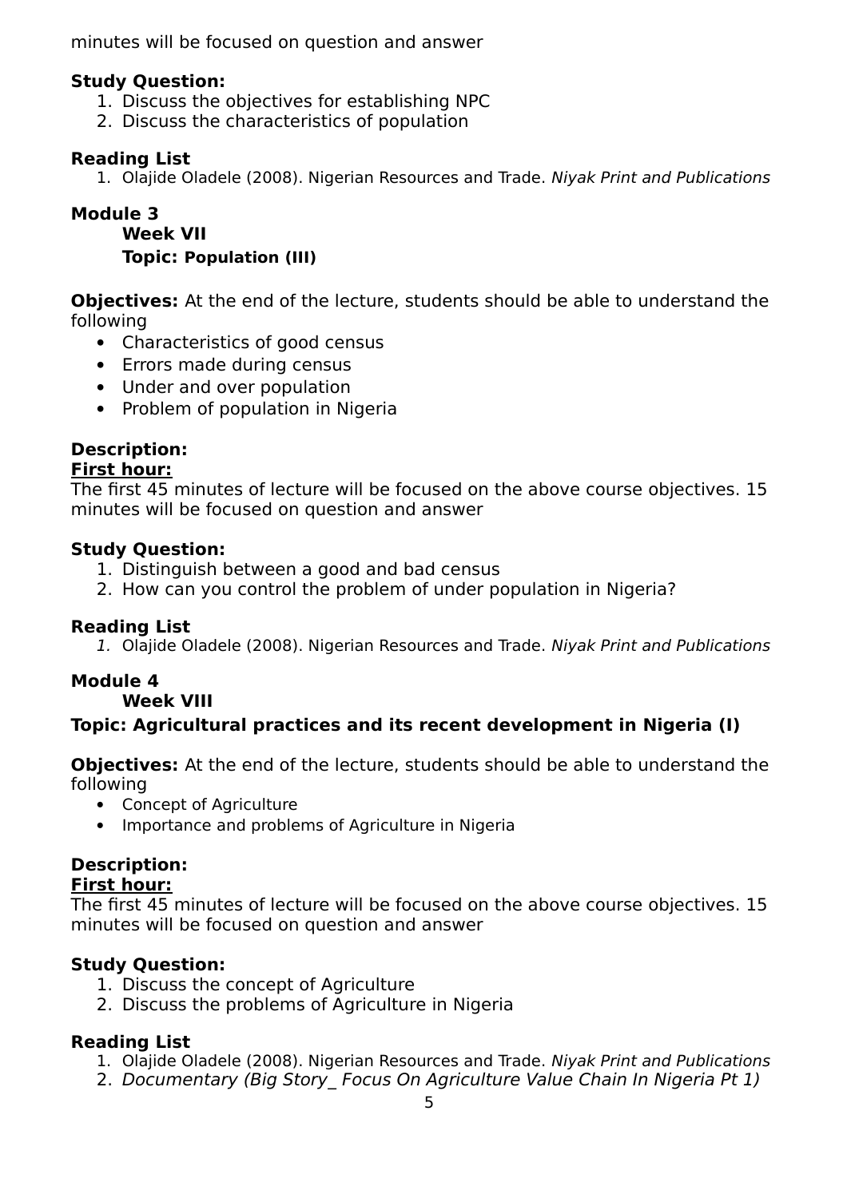minutes will be focused on question and answer

**Study Question:**

1. Discuss the objectives for establishing NPC
2. Discuss the characteristics of population

**Reading List**

1. Olajide Oladele (2008). Nigerian Resources and Trade. *Niyak Print and Publications*

## Module 3

### Week VII

### Topic: Population (III)

**Objectives:** At the end of the lecture, students should be able to understand the following

- Characteristics of good census
- Errors made during census
- Under and over population
- Problem of population in Nigeria

**Description:**

**First hour:**

The first 45 minutes of lecture will be focused on the above course objectives. 15 minutes will be focused on question and answer

**Study Question:**

1. Distinguish between a good and bad census
2. How can you control the problem of under population in Nigeria?

**Reading List**

1. Olajide Oladele (2008). Nigerian Resources and Trade. *Niyak Print and Publications*

## Module 4

### Week VIII

### Topic: Agricultural practices and its recent development in Nigeria (I)

**Objectives:** At the end of the lecture, students should be able to understand the following

- Concept of Agriculture
- Importance and problems of Agriculture in Nigeria

**Description:**

**First hour:**

The first 45 minutes of lecture will be focused on the above course objectives. 15 minutes will be focused on question and answer

**Study Question:**

1. Discuss the concept of Agriculture
2. Discuss the problems of Agriculture in Nigeria

**Reading List**

1. Olajide Oladele (2008). Nigerian Resources and Trade. *Niyak Print and Publications*
2. *Documentary (Big Story_ Focus On Agriculture Value Chain In Nigeria Pt 1)*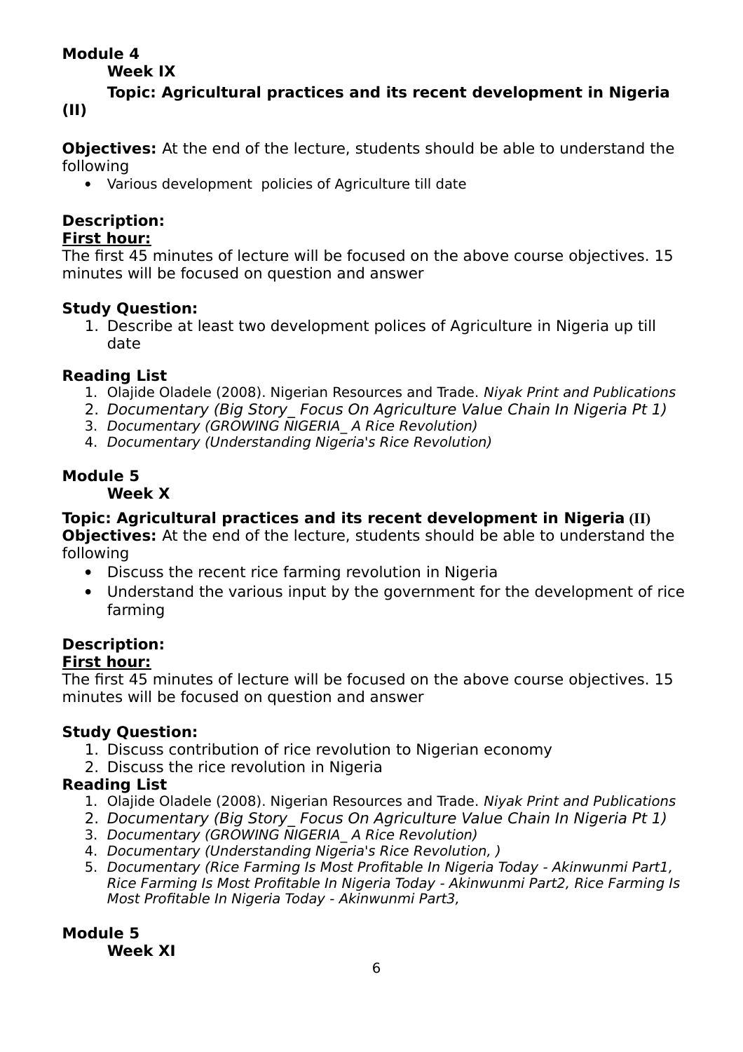**Module 4**

**Week IX**

**Topic: Agricultural practices and its recent development in Nigeria (II)**

**Objectives:** At the end of the lecture, students should be able to understand the following

- Various development  policies of Agriculture till date

**Description:**

**First hour:**

The first 45 minutes of lecture will be focused on the above course objectives. 15 minutes will be focused on question and answer

**Study Question:**

1. Describe at least two development polices of Agriculture in Nigeria up till date

**Reading List**

1. Olajide Oladele (2008). Nigerian Resources and Trade. *Niyak Print and Publications*
2. *Documentary (Big Story_ Focus On Agriculture Value Chain In Nigeria Pt 1)*
3. *Documentary (GROWING NIGERIA_ A Rice Revolution)*
4. *Documentary (Understanding Nigeria's Rice Revolution)*

**Module 5**

**Week X**

**Topic: Agricultural practices and its recent development in Nigeria (II)**

**Objectives:** At the end of the lecture, students should be able to understand the following

- Discuss the recent rice farming revolution in Nigeria
- Understand the various input by the government for the development of rice farming

**Description:**

**First hour:**

The first 45 minutes of lecture will be focused on the above course objectives. 15 minutes will be focused on question and answer

**Study Question:**

1. Discuss contribution of rice revolution to Nigerian economy
2. Discuss the rice revolution in Nigeria

**Reading List**

1. Olajide Oladele (2008). Nigerian Resources and Trade. *Niyak Print and Publications*
2. *Documentary (Big Story_ Focus On Agriculture Value Chain In Nigeria Pt 1)*
3. *Documentary (GROWING NIGERIA_ A Rice Revolution)*
4. *Documentary (Understanding Nigeria's Rice Revolution, )*
5. *Documentary (Rice Farming Is Most Profitable In Nigeria Today - Akinwunmi Part1, Rice Farming Is Most Profitable In Nigeria Today - Akinwunmi Part2, Rice Farming Is Most Profitable In Nigeria Today - Akinwunmi Part3,*

**Module 5**

**Week XI**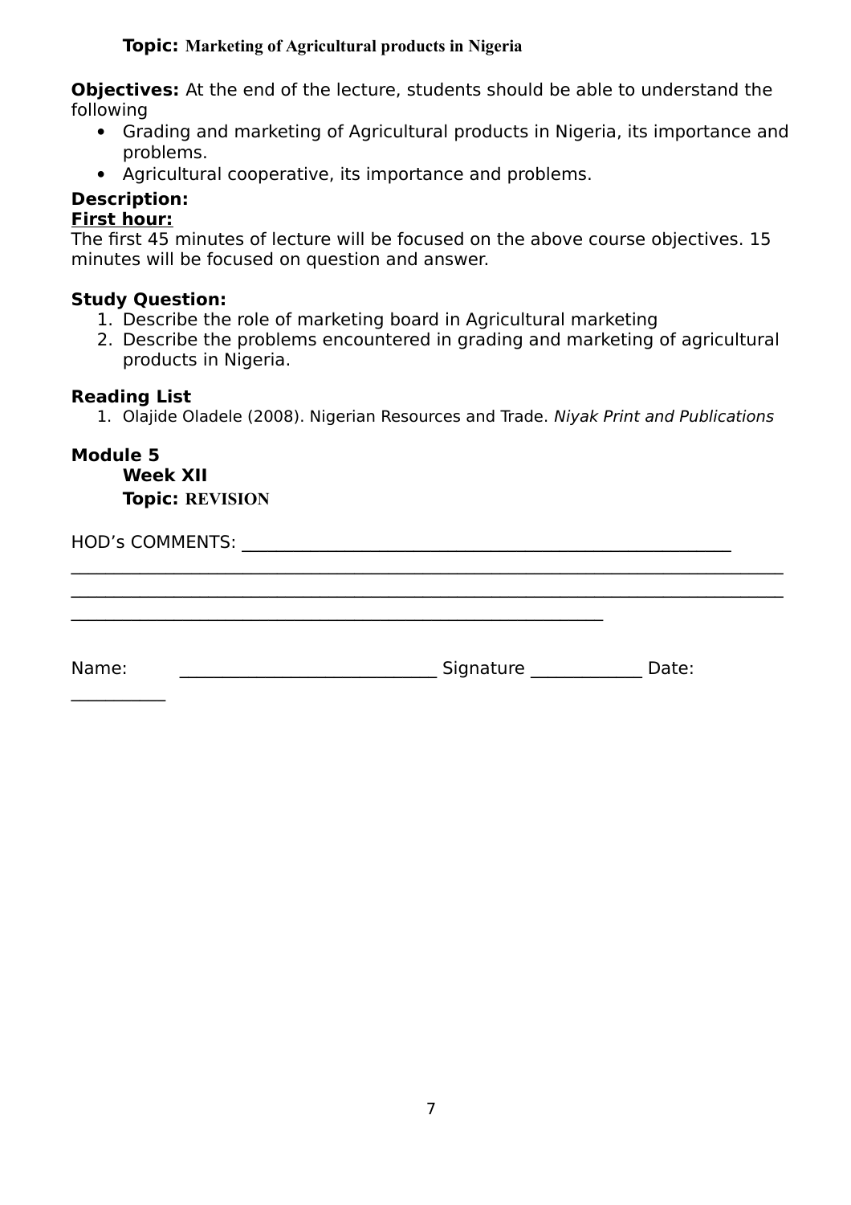**Topic:** **Marketing of Agricultural products in Nigeria**

**Objectives:** At the end of the lecture, students should be able to understand the following

- Grading and marketing of Agricultural products in Nigeria, its importance and problems.
- Agricultural cooperative, its importance and problems.

**Description:**

**<u>First hour:</u>**

The first 45 minutes of lecture will be focused on the above course objectives. 15 minutes will be focused on question and answer.

**Study Question:**

1. Describe the role of marketing board in Agricultural marketing
2. Describe the problems encountered in grading and marketing of agricultural products in Nigeria.

**Reading List**

1. Olajide Oladele (2008). Nigerian Resources and Trade. *Niyak Print and Publications*

**Module 5**

**Week XII**

**Topic:** **REVISION**

HOD's COMMENTS: _______________________________________________________
_______________________________________________________________________________
_______________________________________________________________________________
___________________________________________________________

Name: ____________________________ Signature ____________ Date: __________